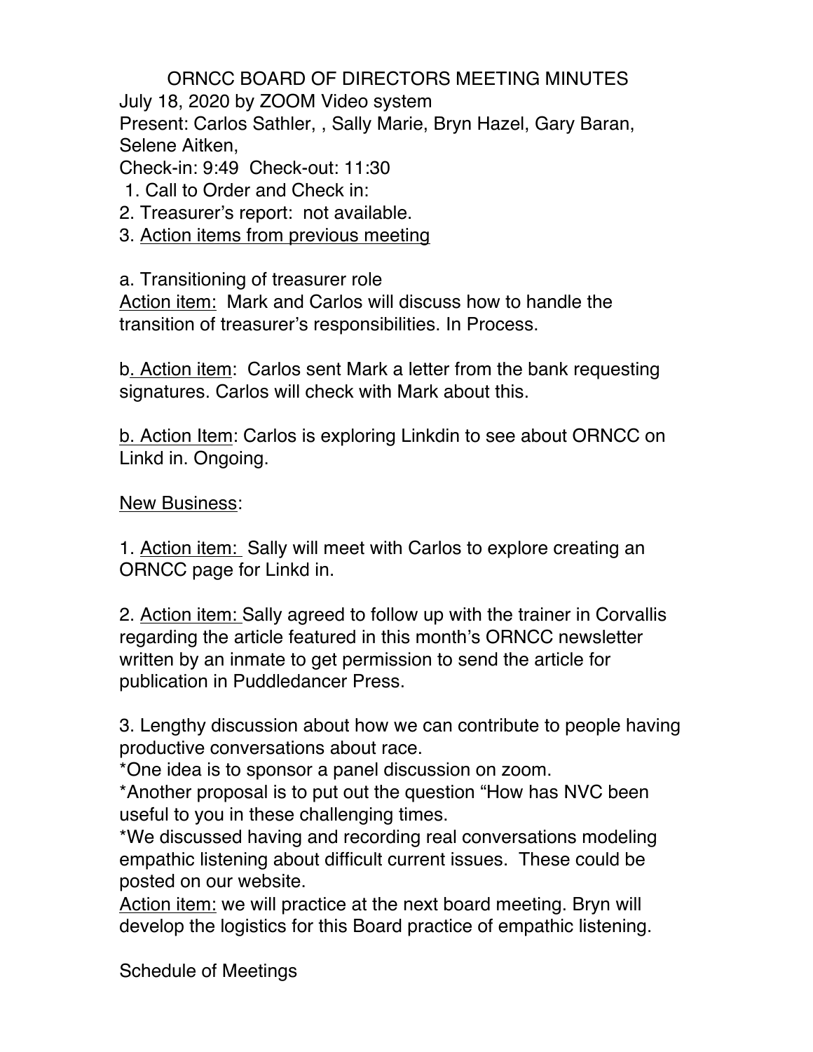# ORNCC BOARD OF DIRECTORS MEETING MINUTES

July 18, 2020 by ZOOM Video system

Present: Carlos Sathler, , Sally Marie, Bryn Hazel, Gary Baran, Selene Aitken,

Check-in: 9:49  Check-out: 11:30

1. Call to Order and Check in:
2. Treasurer's report: not available.
3. Action items from previous meeting

a. Transitioning of treasurer role

Action item: Mark and Carlos will discuss how to handle the transition of treasurer's responsibilities. In Process.

b. Action item: Carlos sent Mark a letter from the bank requesting signatures. Carlos will check with Mark about this.

b. Action Item: Carlos is exploring Linkdin to see about ORNCC on Linkd in. Ongoing.

New Business:

1. Action item: Sally will meet with Carlos to explore creating an ORNCC page for Linkd in.

2. Action item: Sally agreed to follow up with the trainer in Corvallis regarding the article featured in this month's ORNCC newsletter written by an inmate to get permission to send the article for publication in Puddledancer Press.

3. Lengthy discussion about how we can contribute to people having productive conversations about race.

*One idea is to sponsor a panel discussion on zoom.

*Another proposal is to put out the question "How has NVC been useful to you in these challenging times.

*We discussed having and recording real conversations modeling empathic listening about difficult current issues. These could be posted on our website.

Action item: we will practice at the next board meeting. Bryn will develop the logistics for this Board practice of empathic listening.

Schedule of Meetings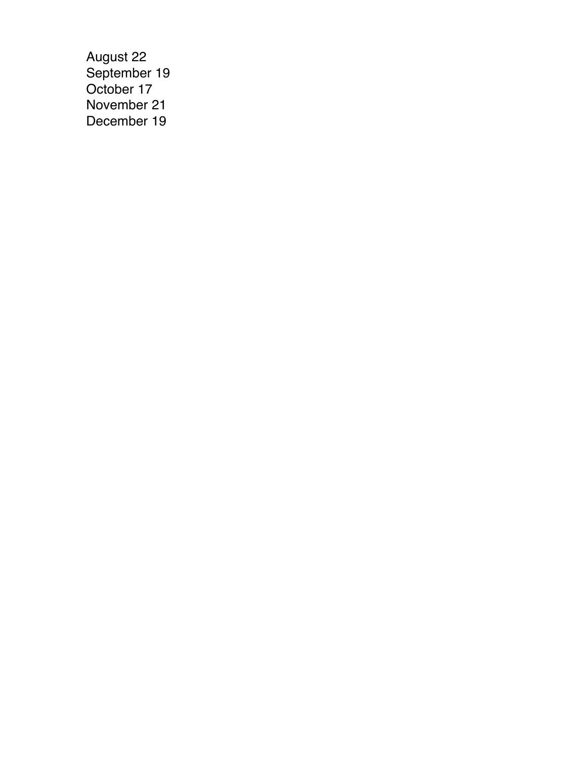August 22
September 19
October 17
November 21
December 19